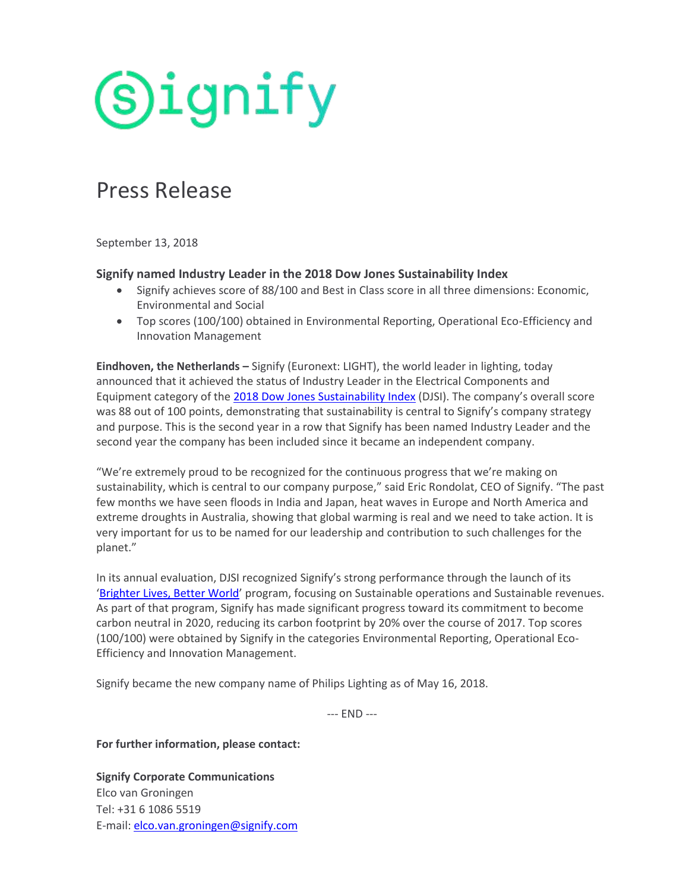signify

# Press Release

September 13, 2018

## Signify named Industry Leader in the 2018 Dow Jones Sustainability Index

- Signify achieves score of 88/100 and Best in Class score in all three dimensions: Economic, Environmental and Social
- Top scores (100/100) obtained in Environmental Reporting, Operational Eco-Efficiency and Innovation Management

**Eindhoven, the Netherlands –** Signify (Euronext: LIGHT), the world leader in lighting, today announced that it achieved the status of Industry Leader in the Electrical Components and Equipment category of the 2018 Dow Jones Sustainability Index (DJSI). The company's overall score was 88 out of 100 points, demonstrating that sustainability is central to Signify's company strategy and purpose. This is the second year in a row that Signify has been named Industry Leader and the second year the company has been included since it became an independent company.

"We're extremely proud to be recognized for the continuous progress that we're making on sustainability, which is central to our company purpose," said Eric Rondolat, CEO of Signify. "The past few months we have seen floods in India and Japan, heat waves in Europe and North America and extreme droughts in Australia, showing that global warming is real and we need to take action. It is very important for us to be named for our leadership and contribution to such challenges for the planet."

In its annual evaluation, DJSI recognized Signify's strong performance through the launch of its 'Brighter Lives, Better World' program, focusing on Sustainable operations and Sustainable revenues. As part of that program, Signify has made significant progress toward its commitment to become carbon neutral in 2020, reducing its carbon footprint by 20% over the course of 2017. Top scores (100/100) were obtained by Signify in the categories Environmental Reporting, Operational Eco-Efficiency and Innovation Management.

Signify became the new company name of Philips Lighting as of May 16, 2018.

--- END ---

**For further information, please contact:**

**Signify Corporate Communications**
Elco van Groningen
Tel: +31 6 1086 5519
E-mail: elco.van.groningen@signify.com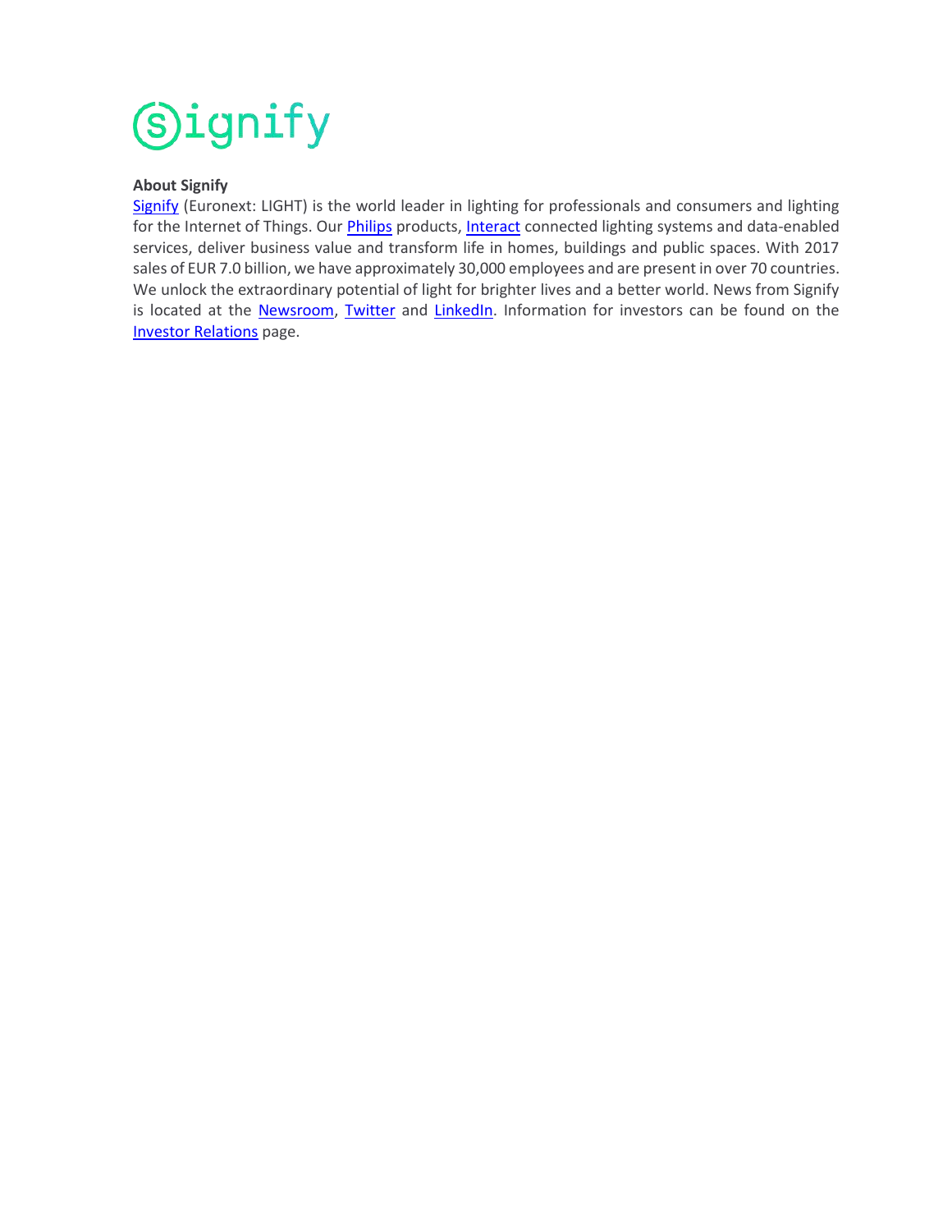**About Signify**

Signify (Euronext: LIGHT) is the world leader in lighting for professionals and consumers and lighting for the Internet of Things. Our Philips products, Interact connected lighting systems and data-enabled services, deliver business value and transform life in homes, buildings and public spaces. With 2017 sales of EUR 7.0 billion, we have approximately 30,000 employees and are present in over 70 countries. We unlock the extraordinary potential of light for brighter lives and a better world. News from Signify is located at the Newsroom, Twitter and LinkedIn. Information for investors can be found on the Investor Relations page.